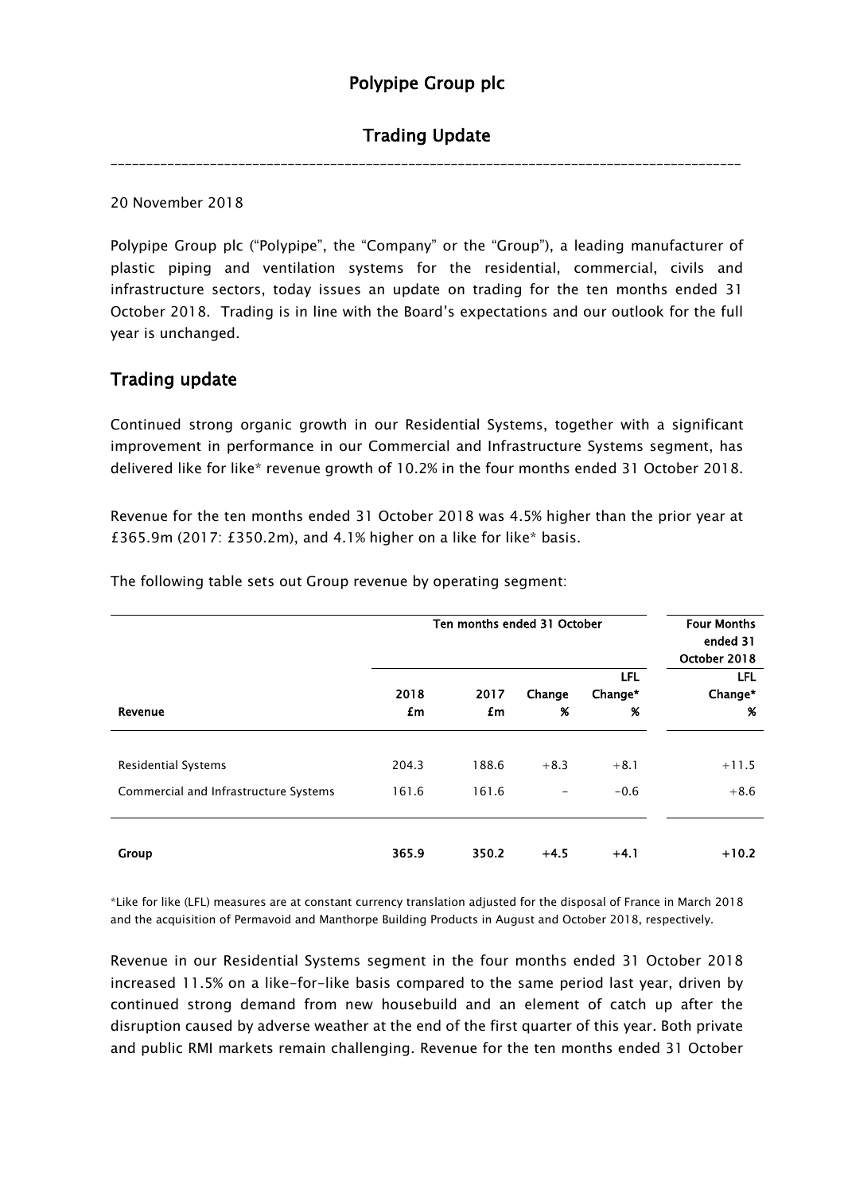# Polypipe Group plc

## Trading Update

---

20 November 2018

Polypipe Group plc ("Polypipe", the "Company" or the "Group"), a leading manufacturer of plastic piping and ventilation systems for the residential, commercial, civils and infrastructure sectors, today issues an update on trading for the ten months ended 31 October 2018. Trading is in line with the Board's expectations and our outlook for the full year is unchanged.

## Trading update

Continued strong organic growth in our Residential Systems, together with a significant improvement in performance in our Commercial and Infrastructure Systems segment, has delivered like for like* revenue growth of 10.2% in the four months ended 31 October 2018.

Revenue for the ten months ended 31 October 2018 was 4.5% higher than the prior year at £365.9m (2017: £350.2m), and 4.1% higher on a like for like* basis.

The following table sets out Group revenue by operating segment:

| | Ten months ended 31 October | | | | Four Months ended 31 October 2018 |
|---|---|---|---|---|---|
| **Revenue** | **2018 £m** | **2017 £m** | **Change %** | **LFL Change* %** | **LFL Change* %** |
| Residential Systems | 204.3 | 188.6 | +8.3 | +8.1 | +11.5 |
| Commercial and Infrastructure Systems | 161.6 | 161.6 | - | -0.6 | +8.6 |
| **Group** | **365.9** | **350.2** | **+4.5** | **+4.1** | **+10.2** |

*Like for like (LFL) measures are at constant currency translation adjusted for the disposal of France in March 2018 and the acquisition of Permavoid and Manthorpe Building Products in August and October 2018, respectively.

Revenue in our Residential Systems segment in the four months ended 31 October 2018 increased 11.5% on a like-for-like basis compared to the same period last year, driven by continued strong demand from new housebuild and an element of catch up after the disruption caused by adverse weather at the end of the first quarter of this year. Both private and public RMI markets remain challenging. Revenue for the ten months ended 31 October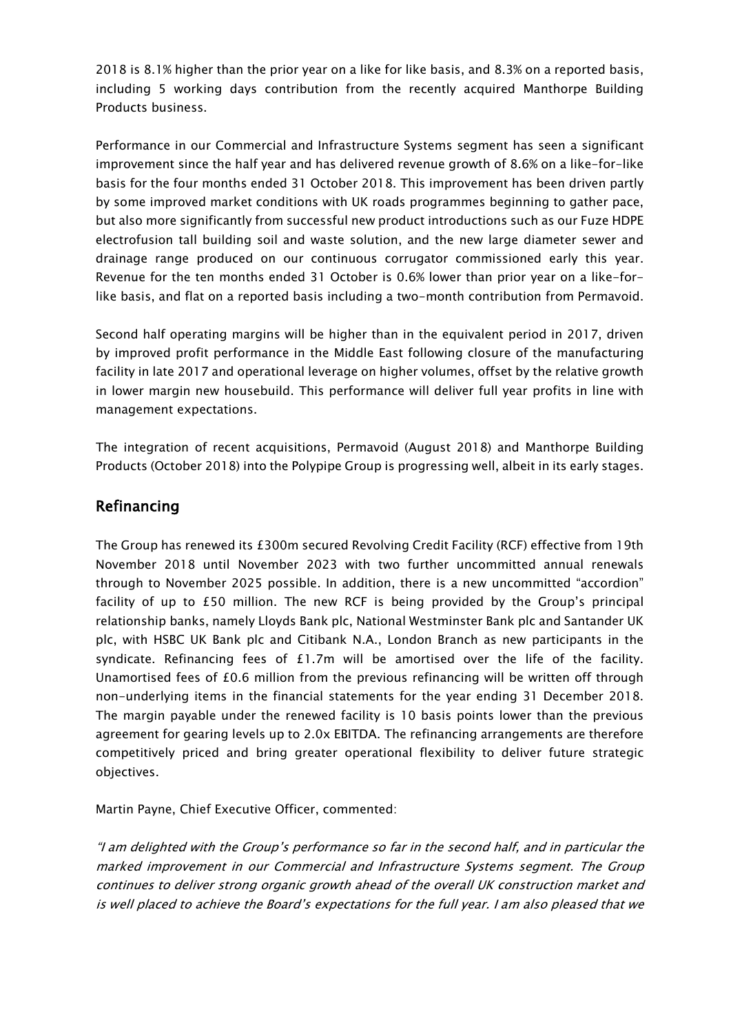2018 is 8.1% higher than the prior year on a like for like basis, and 8.3% on a reported basis, including 5 working days contribution from the recently acquired Manthorpe Building Products business.

Performance in our Commercial and Infrastructure Systems segment has seen a significant improvement since the half year and has delivered revenue growth of 8.6% on a like-for-like basis for the four months ended 31 October 2018. This improvement has been driven partly by some improved market conditions with UK roads programmes beginning to gather pace, but also more significantly from successful new product introductions such as our Fuze HDPE electrofusion tall building soil and waste solution, and the new large diameter sewer and drainage range produced on our continuous corrugator commissioned early this year. Revenue for the ten months ended 31 October is 0.6% lower than prior year on a like-for-like basis, and flat on a reported basis including a two-month contribution from Permavoid.

Second half operating margins will be higher than in the equivalent period in 2017, driven by improved profit performance in the Middle East following closure of the manufacturing facility in late 2017 and operational leverage on higher volumes, offset by the relative growth in lower margin new housebuild. This performance will deliver full year profits in line with management expectations.

The integration of recent acquisitions, Permavoid (August 2018) and Manthorpe Building Products (October 2018) into the Polypipe Group is progressing well, albeit in its early stages.

## Refinancing

The Group has renewed its £300m secured Revolving Credit Facility (RCF) effective from 19th November 2018 until November 2023 with two further uncommitted annual renewals through to November 2025 possible. In addition, there is a new uncommitted "accordion" facility of up to £50 million. The new RCF is being provided by the Group's principal relationship banks, namely Lloyds Bank plc, National Westminster Bank plc and Santander UK plc, with HSBC UK Bank plc and Citibank N.A., London Branch as new participants in the syndicate. Refinancing fees of £1.7m will be amortised over the life of the facility. Unamortised fees of £0.6 million from the previous refinancing will be written off through non-underlying items in the financial statements for the year ending 31 December 2018. The margin payable under the renewed facility is 10 basis points lower than the previous agreement for gearing levels up to 2.0x EBITDA. The refinancing arrangements are therefore competitively priced and bring greater operational flexibility to deliver future strategic objectives.

Martin Payne, Chief Executive Officer, commented:

*"I am delighted with the Group's performance so far in the second half, and in particular the marked improvement in our Commercial and Infrastructure Systems segment. The Group continues to deliver strong organic growth ahead of the overall UK construction market and is well placed to achieve the Board's expectations for the full year. I am also pleased that we*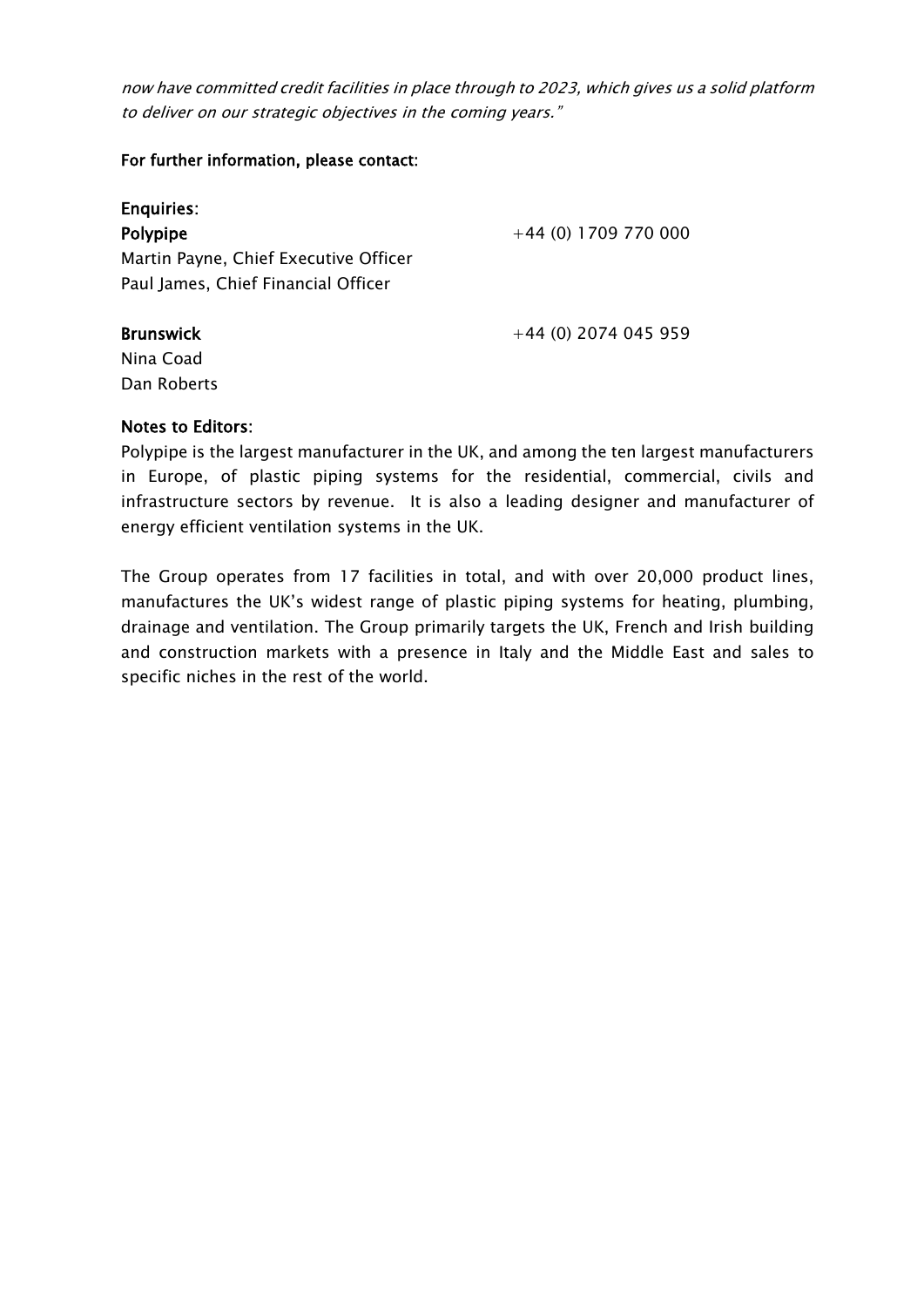*now have committed credit facilities in place through to 2023, which gives us a solid platform to deliver on our strategic objectives in the coming years."*

**For further information, please contact:**

**Enquiries:**

| | |
|---|---|
| **Polypipe** | +44 (0) 1709 770 000 |
| Martin Payne, Chief Executive Officer | |
| Paul James, Chief Financial Officer | |
| | |
| **Brunswick** | +44 (0) 2074 045 959 |
| Nina Coad | |
| Dan Roberts | |

**Notes to Editors:**

Polypipe is the largest manufacturer in the UK, and among the ten largest manufacturers in Europe, of plastic piping systems for the residential, commercial, civils and infrastructure sectors by revenue. It is also a leading designer and manufacturer of energy efficient ventilation systems in the UK.

The Group operates from 17 facilities in total, and with over 20,000 product lines, manufactures the UK's widest range of plastic piping systems for heating, plumbing, drainage and ventilation. The Group primarily targets the UK, French and Irish building and construction markets with a presence in Italy and the Middle East and sales to specific niches in the rest of the world.